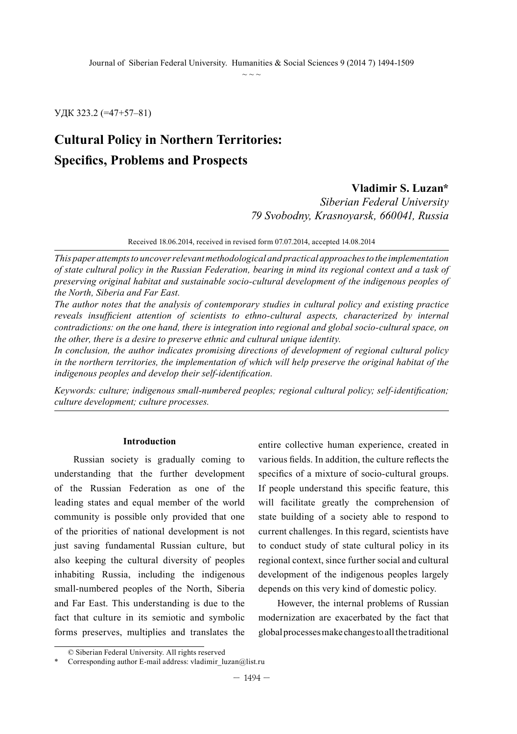УДК 323.2 (=47+57–81)

# Cultural Policy in Northern Territories: Specifics, Problems and Prospects

**Vladimir S. Luzan***
*Siberian Federal University*
*79 Svobodny, Krasnoyarsk, 660041, Russia*

Received 18.06.2014, received in revised form 07.07.2014, accepted 14.08.2014

*This paper attempts to uncover relevant methodological and practical approaches to the implementation of state cultural policy in the Russian Federation, bearing in mind its regional context and a task of preserving original habitat and sustainable socio-cultural development of the indigenous peoples of the North, Siberia and Far East.*

*The author notes that the analysis of contemporary studies in cultural policy and existing practice reveals insufficient attention of scientists to ethno-cultural aspects, characterized by internal contradictions: on the one hand, there is integration into regional and global socio-cultural space, on the other, there is a desire to preserve ethnic and cultural unique identity.*

*In conclusion, the author indicates promising directions of development of regional cultural policy in the northern territories, the implementation of which will help preserve the original habitat of the indigenous peoples and develop their self-identification.*

*Keywords: culture; indigenous small-numbered peoples; regional cultural policy; self-identification; culture development; culture processes.*

## Introduction

Russian society is gradually coming to understanding that the further development of the Russian Federation as one of the leading states and equal member of the world community is possible only provided that one of the priorities of national development is not just saving fundamental Russian culture, but also keeping the cultural diversity of peoples inhabiting Russia, including the indigenous small-numbered peoples of the North, Siberia and Far East. This understanding is due to the fact that culture in its semiotic and symbolic forms preserves, multiplies and translates the entire collective human experience, created in various fields. In addition, the culture reflects the specifics of a mixture of socio-cultural groups. If people understand this specific feature, this will facilitate greatly the comprehension of state building of a society able to respond to current challenges. In this regard, scientists have to conduct study of state cultural policy in its regional context, since further social and cultural development of the indigenous peoples largely depends on this very kind of domestic policy.

However, the internal problems of Russian modernization are exacerbated by the fact that global processes make changes to all the traditional

© Siberian Federal University. All rights reserved
\* Corresponding author E-mail address: vladimir_luzan@list.ru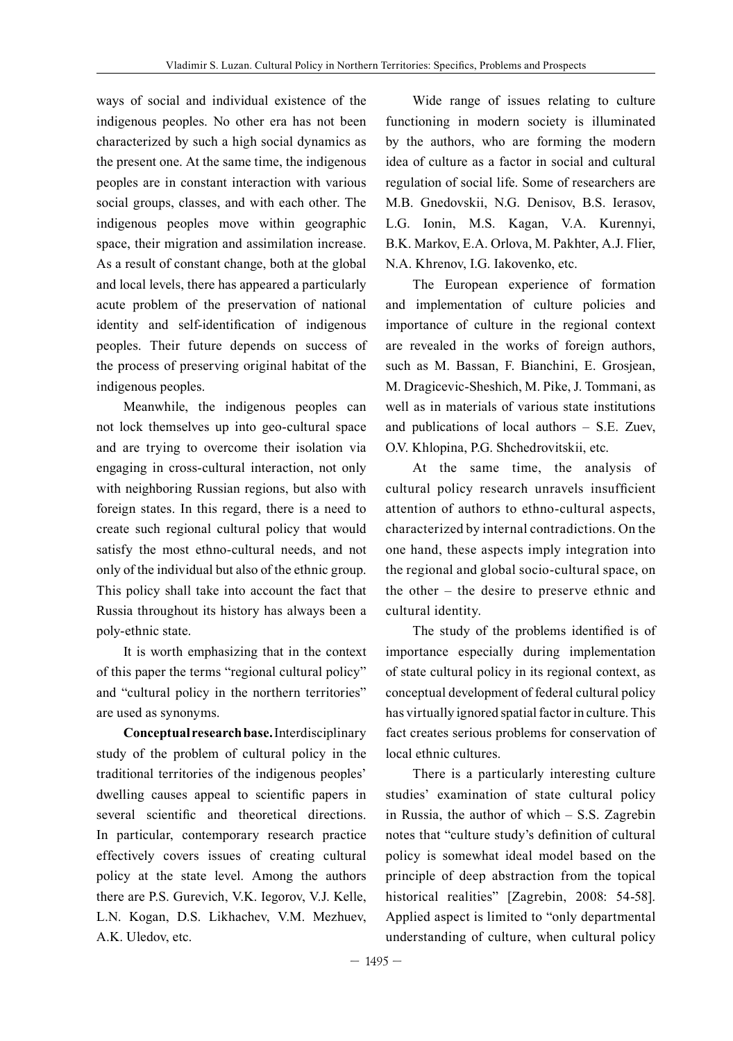ways of social and individual existence of the indigenous peoples. No other era has not been characterized by such a high social dynamics as the present one. At the same time, the indigenous peoples are in constant interaction with various social groups, classes, and with each other. The indigenous peoples move within geographic space, their migration and assimilation increase. As a result of constant change, both at the global and local levels, there has appeared a particularly acute problem of the preservation of national identity and self-identification of indigenous peoples. Their future depends on success of the process of preserving original habitat of the indigenous peoples.

Meanwhile, the indigenous peoples can not lock themselves up into geo-cultural space and are trying to overcome their isolation via engaging in cross-cultural interaction, not only with neighboring Russian regions, but also with foreign states. In this regard, there is a need to create such regional cultural policy that would satisfy the most ethno-cultural needs, and not only of the individual but also of the ethnic group. This policy shall take into account the fact that Russia throughout its history has always been a poly-ethnic state.

It is worth emphasizing that in the context of this paper the terms "regional cultural policy" and "cultural policy in the northern territories" are used as synonyms.

**Conceptual research base.** Interdisciplinary study of the problem of cultural policy in the traditional territories of the indigenous peoples' dwelling causes appeal to scientific papers in several scientific and theoretical directions. In particular, contemporary research practice effectively covers issues of creating cultural policy at the state level. Among the authors there are P.S. Gurevich, V.K. Iegorov, V.J. Kelle, L.N. Kogan, D.S. Likhachev, V.M. Mezhuev, A.K. Uledov, etc.

Wide range of issues relating to culture functioning in modern society is illuminated by the authors, who are forming the modern idea of culture as a factor in social and cultural regulation of social life. Some of researchers are M.B. Gnedovskii, N.G. Denisov, B.S. Ierasov, L.G. Ionin, M.S. Kagan, V.A. Kurennyi, B.K. Markov, E.A. Orlova, M. Pakhter, A.J. Flier, N.A. Khrenov, I.G. Iakovenko, etc.

The European experience of formation and implementation of culture policies and importance of culture in the regional context are revealed in the works of foreign authors, such as M. Bassan, F. Bianchini, E. Grosjean, M. Dragicevic-Sheshich, M. Pike, J. Tommani, as well as in materials of various state institutions and publications of local authors – S.E. Zuev, O.V. Khlopina, P.G. Shchedrovitskii, etc.

At the same time, the analysis of cultural policy research unravels insufficient attention of authors to ethno-cultural aspects, characterized by internal contradictions. On the one hand, these aspects imply integration into the regional and global socio-cultural space, on the other – the desire to preserve ethnic and cultural identity.

The study of the problems identified is of importance especially during implementation of state cultural policy in its regional context, as conceptual development of federal cultural policy has virtually ignored spatial factor in culture. This fact creates serious problems for conservation of local ethnic cultures.

There is a particularly interesting culture studies' examination of state cultural policy in Russia, the author of which – S.S. Zagrebin notes that "culture study's definition of cultural policy is somewhat ideal model based on the principle of deep abstraction from the topical historical realities" [Zagrebin, 2008: 54-58]. Applied aspect is limited to "only departmental understanding of culture, when cultural policy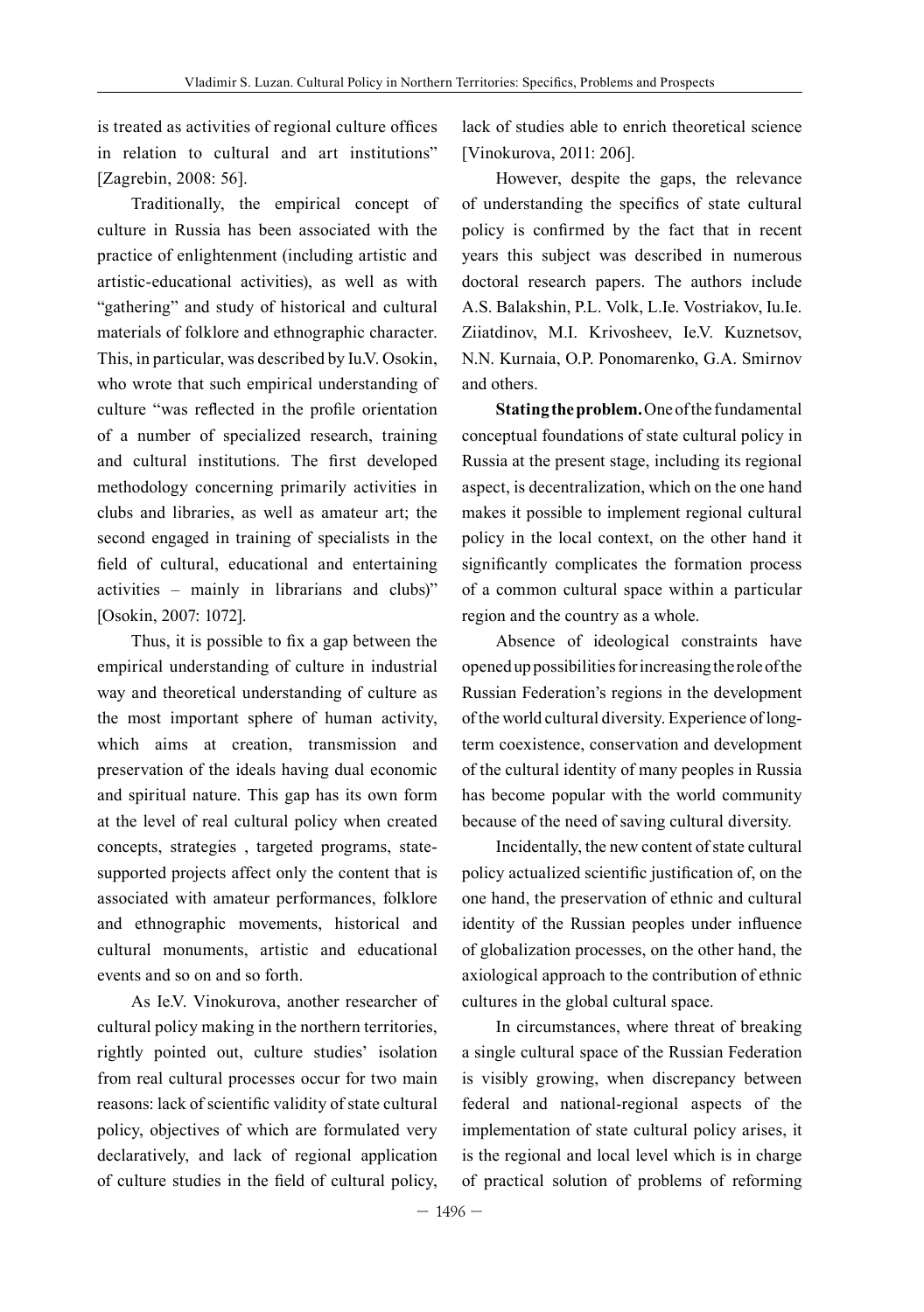is treated as activities of regional culture offices in relation to cultural and art institutions" [Zagrebin, 2008: 56].

Traditionally, the empirical concept of culture in Russia has been associated with the practice of enlightenment (including artistic and artistic-educational activities), as well as with "gathering" and study of historical and cultural materials of folklore and ethnographic character. This, in particular, was described by Iu.V. Osokin, who wrote that such empirical understanding of culture "was reflected in the profile orientation of a number of specialized research, training and cultural institutions. The first developed methodology concerning primarily activities in clubs and libraries, as well as amateur art; the second engaged in training of specialists in the field of cultural, educational and entertaining activities – mainly in librarians and clubs)" [Osokin, 2007: 1072].

Thus, it is possible to fix a gap between the empirical understanding of culture in industrial way and theoretical understanding of culture as the most important sphere of human activity, which aims at creation, transmission and preservation of the ideals having dual economic and spiritual nature. This gap has its own form at the level of real cultural policy when created concepts, strategies , targeted programs, state-supported projects affect only the content that is associated with amateur performances, folklore and ethnographic movements, historical and cultural monuments, artistic and educational events and so on and so forth.

As Ie.V. Vinokurova, another researcher of cultural policy making in the northern territories, rightly pointed out, culture studies' isolation from real cultural processes occur for two main reasons: lack of scientific validity of state cultural policy, objectives of which are formulated very declaratively, and lack of regional application of culture studies in the field of cultural policy, lack of studies able to enrich theoretical science [Vinokurova, 2011: 206].

However, despite the gaps, the relevance of understanding the specifics of state cultural policy is confirmed by the fact that in recent years this subject was described in numerous doctoral research papers. The authors include A.S. Balakshin, P.L. Volk, L.Ie. Vostriakov, Iu.Ie. Ziiatdinov, M.I. Krivosheev, Ie.V. Kuznetsov, N.N. Kurnaia, O.P. Ponomarenko, G.A. Smirnov and others.

**Stating the problem.** One of the fundamental conceptual foundations of state cultural policy in Russia at the present stage, including its regional aspect, is decentralization, which on the one hand makes it possible to implement regional cultural policy in the local context, on the other hand it significantly complicates the formation process of a common cultural space within a particular region and the country as a whole.

Absence of ideological constraints have opened up possibilities for increasing the role of the Russian Federation's regions in the development of the world cultural diversity. Experience of long-term coexistence, conservation and development of the cultural identity of many peoples in Russia has become popular with the world community because of the need of saving cultural diversity.

Incidentally, the new content of state cultural policy actualized scientific justification of, on the one hand, the preservation of ethnic and cultural identity of the Russian peoples under influence of globalization processes, on the other hand, the axiological approach to the contribution of ethnic cultures in the global cultural space.

In circumstances, where threat of breaking a single cultural space of the Russian Federation is visibly growing, when discrepancy between federal and national-regional aspects of the implementation of state cultural policy arises, it is the regional and local level which is in charge of practical solution of problems of reforming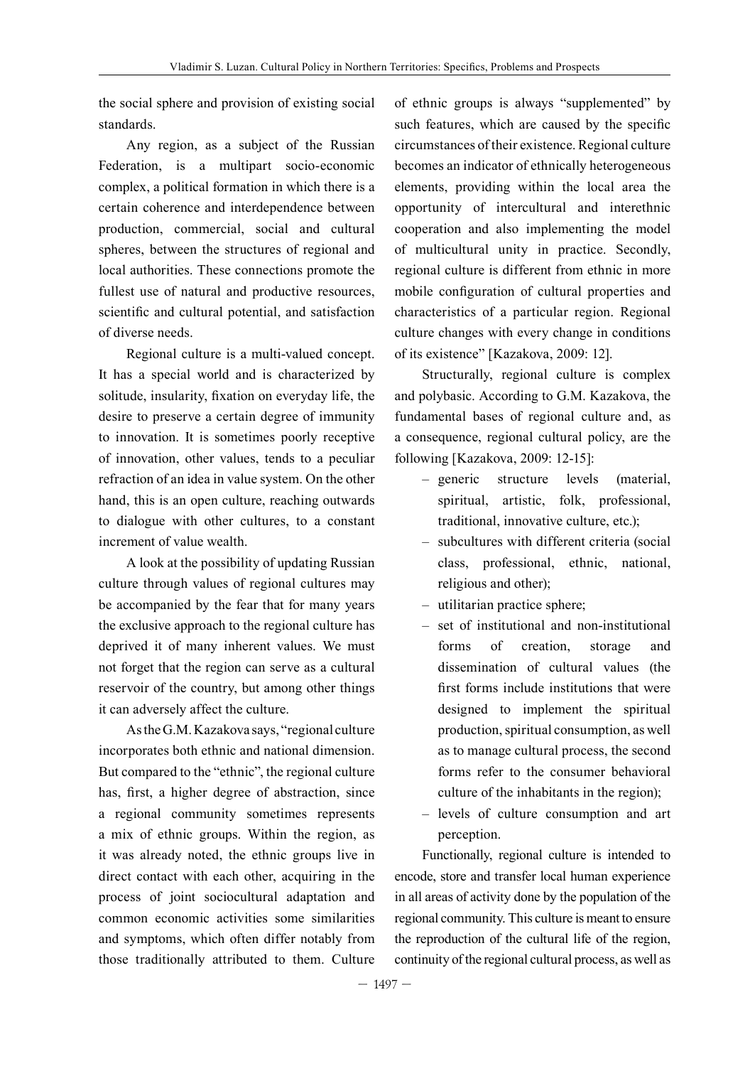the social sphere and provision of existing social standards.

Any region, as a subject of the Russian Federation, is a multipart socio-economic complex, a political formation in which there is a certain coherence and interdependence between production, commercial, social and cultural spheres, between the structures of regional and local authorities. These connections promote the fullest use of natural and productive resources, scientific and cultural potential, and satisfaction of diverse needs.

Regional culture is a multi-valued concept. It has a special world and is characterized by solitude, insularity, fixation on everyday life, the desire to preserve a certain degree of immunity to innovation. It is sometimes poorly receptive of innovation, other values, tends to a peculiar refraction of an idea in value system. On the other hand, this is an open culture, reaching outwards to dialogue with other cultures, to a constant increment of value wealth.

A look at the possibility of updating Russian culture through values of regional cultures may be accompanied by the fear that for many years the exclusive approach to the regional culture has deprived it of many inherent values. We must not forget that the region can serve as a cultural reservoir of the country, but among other things it can adversely affect the culture.

As the G.M. Kazakova says, "regional culture incorporates both ethnic and national dimension. But compared to the "ethnic", the regional culture has, first, a higher degree of abstraction, since a regional community sometimes represents a mix of ethnic groups. Within the region, as it was already noted, the ethnic groups live in direct contact with each other, acquiring in the process of joint sociocultural adaptation and common economic activities some similarities and symptoms, which often differ notably from those traditionally attributed to them. Culture of ethnic groups is always "supplemented" by such features, which are caused by the specific circumstances of their existence. Regional culture becomes an indicator of ethnically heterogeneous elements, providing within the local area the opportunity of intercultural and interethnic cooperation and also implementing the model of multicultural unity in practice. Secondly, regional culture is different from ethnic in more mobile configuration of cultural properties and characteristics of a particular region. Regional culture changes with every change in conditions of its existence" [Kazakova, 2009: 12].

Structurally, regional culture is complex and polybasic. According to G.M. Kazakova, the fundamental bases of regional culture and, as a consequence, regional cultural policy, are the following [Kazakova, 2009: 12-15]:

- generic structure levels (material, spiritual, artistic, folk, professional, traditional, innovative culture, etc.);
- subcultures with different criteria (social class, professional, ethnic, national, religious and other);
- utilitarian practice sphere;
- set of institutional and non-institutional forms of creation, storage and dissemination of cultural values (the first forms include institutions that were designed to implement the spiritual production, spiritual consumption, as well as to manage cultural process, the second forms refer to the consumer behavioral culture of the inhabitants in the region);
- levels of culture consumption and art perception.

Functionally, regional culture is intended to encode, store and transfer local human experience in all areas of activity done by the population of the regional community. This culture is meant to ensure the reproduction of the cultural life of the region, continuity of the regional cultural process, as well as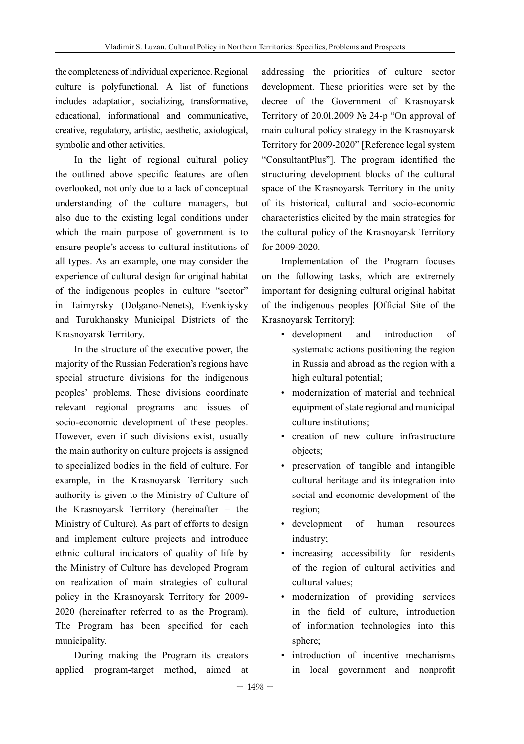the completeness of individual experience. Regional culture is polyfunctional. A list of functions includes adaptation, socializing, transformative, educational, informational and communicative, creative, regulatory, artistic, aesthetic, axiological, symbolic and other activities.

In the light of regional cultural policy the outlined above specific features are often overlooked, not only due to a lack of conceptual understanding of the culture managers, but also due to the existing legal conditions under which the main purpose of government is to ensure people's access to cultural institutions of all types. As an example, one may consider the experience of cultural design for original habitat of the indigenous peoples in culture "sector" in Taimyrsky (Dolgano-Nenets), Evenkiysky and Turukhansky Municipal Districts of the Krasnoyarsk Territory.

In the structure of the executive power, the majority of the Russian Federation's regions have special structure divisions for the indigenous peoples' problems. These divisions coordinate relevant regional programs and issues of socio-economic development of these peoples. However, even if such divisions exist, usually the main authority on culture projects is assigned to specialized bodies in the field of culture. For example, in the Krasnoyarsk Territory such authority is given to the Ministry of Culture of the Krasnoyarsk Territory (hereinafter – the Ministry of Culture). As part of efforts to design and implement culture projects and introduce ethnic cultural indicators of quality of life by the Ministry of Culture has developed Program on realization of main strategies of cultural policy in the Krasnoyarsk Territory for 2009-2020 (hereinafter referred to as the Program). The Program has been specified for each municipality.

During making the Program its creators applied program-target method, aimed at addressing the priorities of culture sector development. These priorities were set by the decree of the Government of Krasnoyarsk Territory of 20.01.2009 № 24-p "On approval of main cultural policy strategy in the Krasnoyarsk Territory for 2009-2020" [Reference legal system "ConsultantPlus"]. The program identified the structuring development blocks of the cultural space of the Krasnoyarsk Territory in the unity of its historical, cultural and socio-economic characteristics elicited by the main strategies for the cultural policy of the Krasnoyarsk Territory for 2009-2020.

Implementation of the Program focuses on the following tasks, which are extremely important for designing cultural original habitat of the indigenous peoples [Official Site of the Krasnoyarsk Territory]:

- development and introduction of systematic actions positioning the region in Russia and abroad as the region with a high cultural potential;
- modernization of material and technical equipment of state regional and municipal culture institutions;
- creation of new culture infrastructure objects;
- preservation of tangible and intangible cultural heritage and its integration into social and economic development of the region;
- development of human resources industry;
- increasing accessibility for residents of the region of cultural activities and cultural values;
- modernization of providing services in the field of culture, introduction of information technologies into this sphere;
- introduction of incentive mechanisms in local government and nonprofit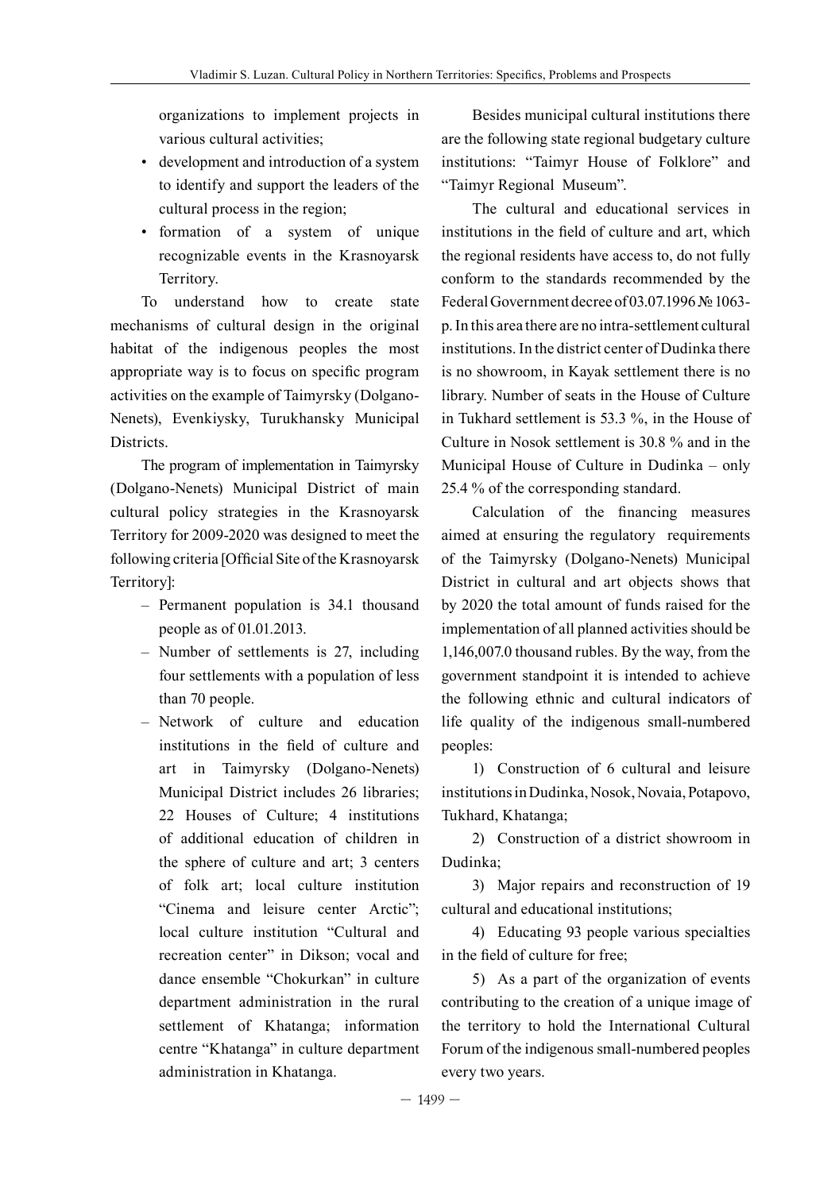organizations to implement projects in various cultural activities;

- development and introduction of a system to identify and support the leaders of the cultural process in the region;
- formation of a system of unique recognizable events in the Krasnoyarsk Territory.

To understand how to create state mechanisms of cultural design in the original habitat of the indigenous peoples the most appropriate way is to focus on specific program activities on the example of Taimyrsky (Dolgano-Nenets), Evenkiysky, Turukhansky Municipal Districts.

The program of implementation in Taimyrsky (Dolgano-Nenets) Municipal District of main cultural policy strategies in the Krasnoyarsk Territory for 2009-2020 was designed to meet the following criteria [Official Site of the Krasnoyarsk Territory]:

- Permanent population is 34.1 thousand people as of 01.01.2013.
- Number of settlements is 27, including four settlements with a population of less than 70 people.
- Network of culture and education institutions in the field of culture and art in Taimyrsky (Dolgano-Nenets) Municipal District includes 26 libraries; 22 Houses of Culture; 4 institutions of additional education of children in the sphere of culture and art; 3 centers of folk art; local culture institution "Cinema and leisure center Arctic"; local culture institution "Cultural and recreation center" in Dikson; vocal and dance ensemble "Chokurkan" in culture department administration in the rural settlement of Khatanga; information centre "Khatanga" in culture department administration in Khatanga.

Besides municipal cultural institutions there are the following state regional budgetary culture institutions: "Taimyr House of Folklore" and "Taimyr Regional Museum".

The cultural and educational services in institutions in the field of culture and art, which the regional residents have access to, do not fully conform to the standards recommended by the Federal Government decree of 03.07.1996 № 1063-p. In this area there are no intra-settlement cultural institutions. In the district center of Dudinka there is no showroom, in Kayak settlement there is no library. Number of seats in the House of Culture in Tukhard settlement is 53.3 %, in the House of Culture in Nosok settlement is 30.8 % and in the Municipal House of Culture in Dudinka – only 25.4 % of the corresponding standard.

Calculation of the financing measures aimed at ensuring the regulatory requirements of the Taimyrsky (Dolgano-Nenets) Municipal District in cultural and art objects shows that by 2020 the total amount of funds raised for the implementation of all planned activities should be 1,146,007.0 thousand rubles. By the way, from the government standpoint it is intended to achieve the following ethnic and cultural indicators of life quality of the indigenous small-numbered peoples:

1) Construction of 6 cultural and leisure institutions in Dudinka, Nosok, Novaia, Potapovo, Tukhard, Khatanga;

2) Construction of a district showroom in Dudinka;

3) Major repairs and reconstruction of 19 cultural and educational institutions;

4) Educating 93 people various specialties in the field of culture for free;

5) As a part of the organization of events contributing to the creation of a unique image of the territory to hold the International Cultural Forum of the indigenous small-numbered peoples every two years.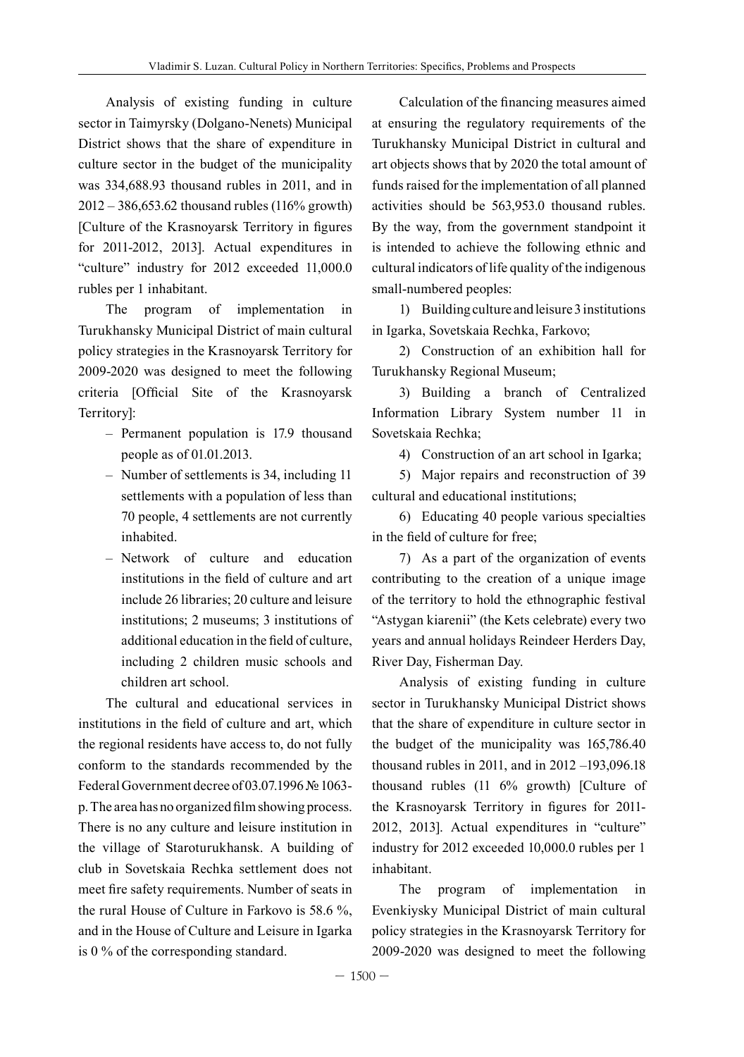Analysis of existing funding in culture sector in Taimyrsky (Dolgano-Nenets) Municipal District shows that the share of expenditure in culture sector in the budget of the municipality was 334,688.93 thousand rubles in 2011, and in 2012 – 386,653.62 thousand rubles (116% growth) [Culture of the Krasnoyarsk Territory in figures for 2011-2012, 2013]. Actual expenditures in "culture" industry for 2012 exceeded 11,000.0 rubles per 1 inhabitant.

The program of implementation in Turukhansky Municipal District of main cultural policy strategies in the Krasnoyarsk Territory for 2009-2020 was designed to meet the following criteria [Official Site of the Krasnoyarsk Territory]:

- Permanent population is 17.9 thousand people as of 01.01.2013.
- Number of settlements is 34, including 11 settlements with a population of less than 70 people, 4 settlements are not currently inhabited.
- Network of culture and education institutions in the field of culture and art include 26 libraries; 20 culture and leisure institutions; 2 museums; 3 institutions of additional education in the field of culture, including 2 children music schools and children art school.

The cultural and educational services in institutions in the field of culture and art, which the regional residents have access to, do not fully conform to the standards recommended by the Federal Government decree of 03.07.1996 № 1063-p. The area has no organized film showing process. There is no any culture and leisure institution in the village of Staroturukhansk. A building of club in Sovetskaia Rechka settlement does not meet fire safety requirements. Number of seats in the rural House of Culture in Farkovo is 58.6 %, and in the House of Culture and Leisure in Igarka is 0 % of the corresponding standard.

Calculation of the financing measures aimed at ensuring the regulatory requirements of the Turukhansky Municipal District in cultural and art objects shows that by 2020 the total amount of funds raised for the implementation of all planned activities should be 563,953.0 thousand rubles. By the way, from the government standpoint it is intended to achieve the following ethnic and cultural indicators of life quality of the indigenous small-numbered peoples:

1) Building culture and leisure 3 institutions in Igarka, Sovetskaia Rechka, Farkovo;
2) Construction of an exhibition hall for Turukhansky Regional Museum;
3) Building a branch of Centralized Information Library System number 11 in Sovetskaia Rechka;
4) Construction of an art school in Igarka;
5) Major repairs and reconstruction of 39 cultural and educational institutions;
6) Educating 40 people various specialties in the field of culture for free;
7) As a part of the organization of events contributing to the creation of a unique image of the territory to hold the ethnographic festival "Astygan kiarenii" (the Kets celebrate) every two years and annual holidays Reindeer Herders Day, River Day, Fisherman Day.

Analysis of existing funding in culture sector in Turukhansky Municipal District shows that the share of expenditure in culture sector in the budget of the municipality was 165,786.40 thousand rubles in 2011, and in 2012 –193,096.18 thousand rubles (11 6% growth) [Culture of the Krasnoyarsk Territory in figures for 2011-2012, 2013]. Actual expenditures in "culture" industry for 2012 exceeded 10,000.0 rubles per 1 inhabitant.

The program of implementation in Evenkiysky Municipal District of main cultural policy strategies in the Krasnoyarsk Territory for 2009-2020 was designed to meet the following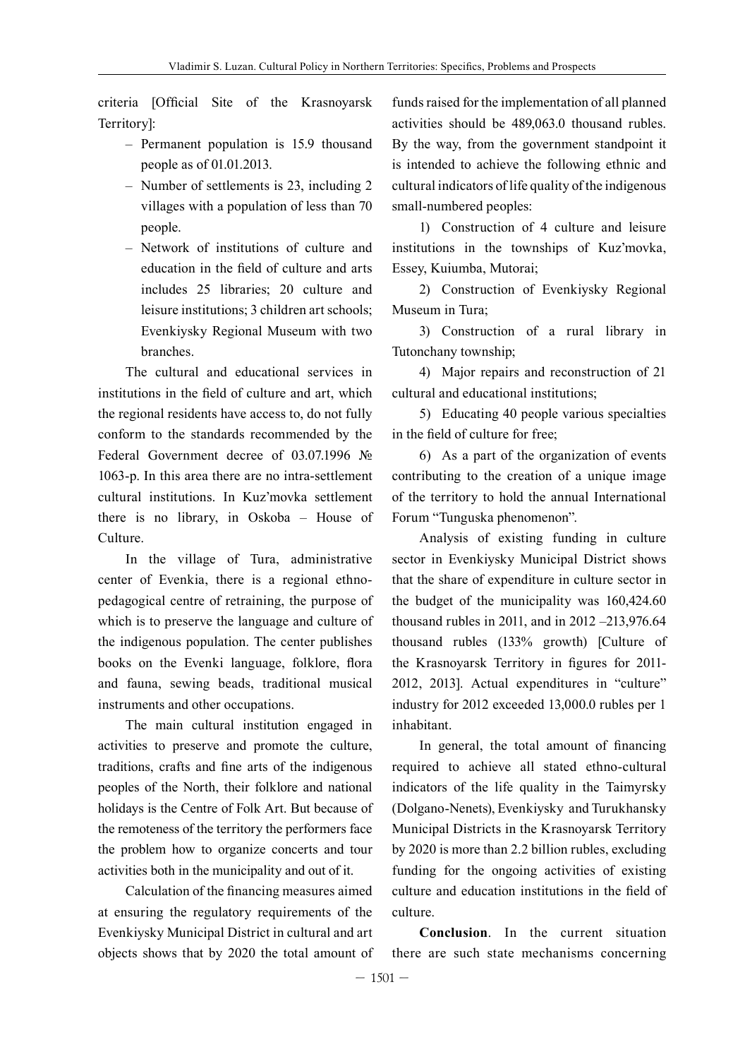criteria [Official Site of the Krasnoyarsk Territory]:

- Permanent population is 15.9 thousand people as of 01.01.2013.
- Number of settlements is 23, including 2 villages with a population of less than 70 people.
- Network of institutions of culture and education in the field of culture and arts includes 25 libraries; 20 culture and leisure institutions; 3 children art schools; Evenkiysky Regional Museum with two branches.

The cultural and educational services in institutions in the field of culture and art, which the regional residents have access to, do not fully conform to the standards recommended by the Federal Government decree of 03.07.1996 № 1063-р. In this area there are no intra-settlement cultural institutions. In Kuz'movka settlement there is no library, in Oskoba – House of Culture.

In the village of Tura, administrative center of Evenkia, there is a regional ethno-pedagogical centre of retraining, the purpose of which is to preserve the language and culture of the indigenous population. The center publishes books on the Evenki language, folklore, flora and fauna, sewing beads, traditional musical instruments and other occupations.

The main cultural institution engaged in activities to preserve and promote the culture, traditions, crafts and fine arts of the indigenous peoples of the North, their folklore and national holidays is the Centre of Folk Art. But because of the remoteness of the territory the performers face the problem how to organize concerts and tour activities both in the municipality and out of it.

Calculation of the financing measures aimed at ensuring the regulatory requirements of the Evenkiysky Municipal District in cultural and art objects shows that by 2020 the total amount of funds raised for the implementation of all planned activities should be 489,063.0 thousand rubles. By the way, from the government standpoint it is intended to achieve the following ethnic and cultural indicators of life quality of the indigenous small-numbered peoples:

1) Construction of 4 culture and leisure institutions in the townships of Kuz'movka, Essey, Kuiumba, Mutorai;

2) Construction of Evenkiysky Regional Museum in Tura;

3) Construction of a rural library in Tutonchany township;

4) Major repairs and reconstruction of 21 cultural and educational institutions;

5) Educating 40 people various specialties in the field of culture for free;

6) As a part of the organization of events contributing to the creation of a unique image of the territory to hold the annual International Forum "Tunguska phenomenon".

Analysis of existing funding in culture sector in Evenkiysky Municipal District shows that the share of expenditure in culture sector in the budget of the municipality was 160,424.60 thousand rubles in 2011, and in 2012 –213,976.64 thousand rubles (133% growth) [Culture of the Krasnoyarsk Territory in figures for 2011-2012, 2013]. Actual expenditures in "culture" industry for 2012 exceeded 13,000.0 rubles per 1 inhabitant.

In general, the total amount of financing required to achieve all stated ethno-cultural indicators of the life quality in the Taimyrsky (Dolgano-Nenets), Evenkiysky and Turukhansky Municipal Districts in the Krasnoyarsk Territory by 2020 is more than 2.2 billion rubles, excluding funding for the ongoing activities of existing culture and education institutions in the field of culture.

**Conclusion**. In the current situation there are such state mechanisms concerning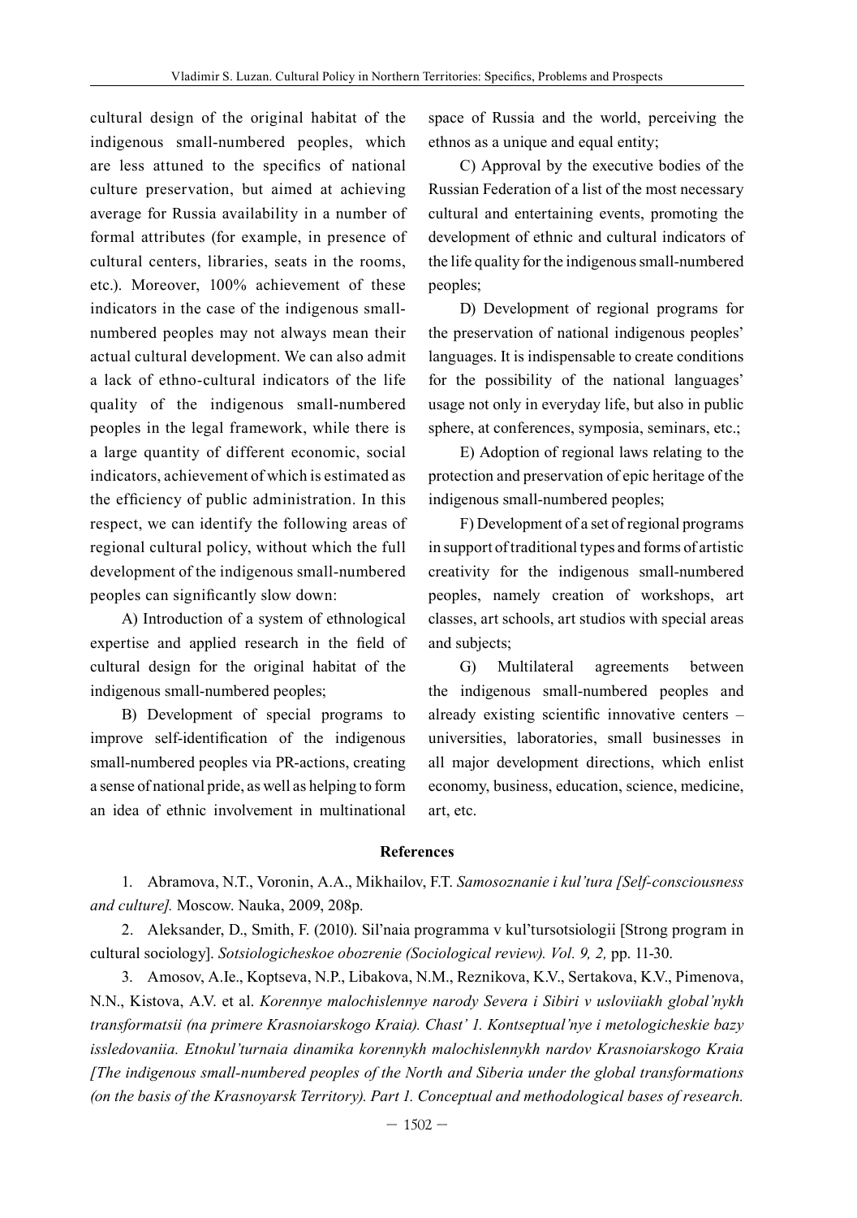cultural design of the original habitat of the indigenous small-numbered peoples, which are less attuned to the specifics of national culture preservation, but aimed at achieving average for Russia availability in a number of formal attributes (for example, in presence of cultural centers, libraries, seats in the rooms, etc.). Moreover, 100% achievement of these indicators in the case of the indigenous small-numbered peoples may not always mean their actual cultural development. We can also admit a lack of ethno-cultural indicators of the life quality of the indigenous small-numbered peoples in the legal framework, while there is a large quantity of different economic, social indicators, achievement of which is estimated as the efficiency of public administration. In this respect, we can identify the following areas of regional cultural policy, without which the full development of the indigenous small-numbered peoples can significantly slow down:

A) Introduction of a system of ethnological expertise and applied research in the field of cultural design for the original habitat of the indigenous small-numbered peoples;

B) Development of special programs to improve self-identification of the indigenous small-numbered peoples via PR-actions, creating a sense of national pride, as well as helping to form an idea of ethnic involvement in multinational space of Russia and the world, perceiving the ethnos as a unique and equal entity;

C) Approval by the executive bodies of the Russian Federation of a list of the most necessary cultural and entertaining events, promoting the development of ethnic and cultural indicators of the life quality for the indigenous small-numbered peoples;

D) Development of regional programs for the preservation of national indigenous peoples' languages. It is indispensable to create conditions for the possibility of the national languages' usage not only in everyday life, but also in public sphere, at conferences, symposia, seminars, etc.;

E) Adoption of regional laws relating to the protection and preservation of epic heritage of the indigenous small-numbered peoples;

F) Development of a set of regional programs in support of traditional types and forms of artistic creativity for the indigenous small-numbered peoples, namely creation of workshops, art classes, art schools, art studios with special areas and subjects;

G) Multilateral agreements between the indigenous small-numbered peoples and already existing scientific innovative centers – universities, laboratories, small businesses in all major development directions, which enlist economy, business, education, science, medicine, art, etc.

## References

1. Abramova, N.T., Voronin, A.A., Mikhailov, F.T. *Samosoznanie i kul'tura [Self-consciousness and culture].* Moscow. Nauka, 2009, 208p.

2. Aleksander, D., Smith, F. (2010). Sil'naia programma v kul'tursotsiologii [Strong program in cultural sociology]. *Sotsiologicheskoe obozrenie (Sociological review). Vol. 9, 2,* pp. 11-30.

3. Amosov, A.Ie., Koptseva, N.P., Libakova, N.M., Reznikova, K.V., Sertakova, K.V., Pimenova, N.N., Kistova, A.V. et al. *Korennye malochislennye narody Severa i Sibiri v usloviiakh global'nykh transformatsii (na primere Krasnoiarskogo Kraia). Chast' 1. Kontseptual'nye i metologicheskie bazy issledovaniia. Etnokul'turnaia dinamika korennykh malochislennykh nardov Krasnoiarskogo Kraia [The indigenous small-numbered peoples of the North and Siberia under the global transformations (on the basis of the Krasnoyarsk Territory). Part 1. Conceptual and methodological bases of research.*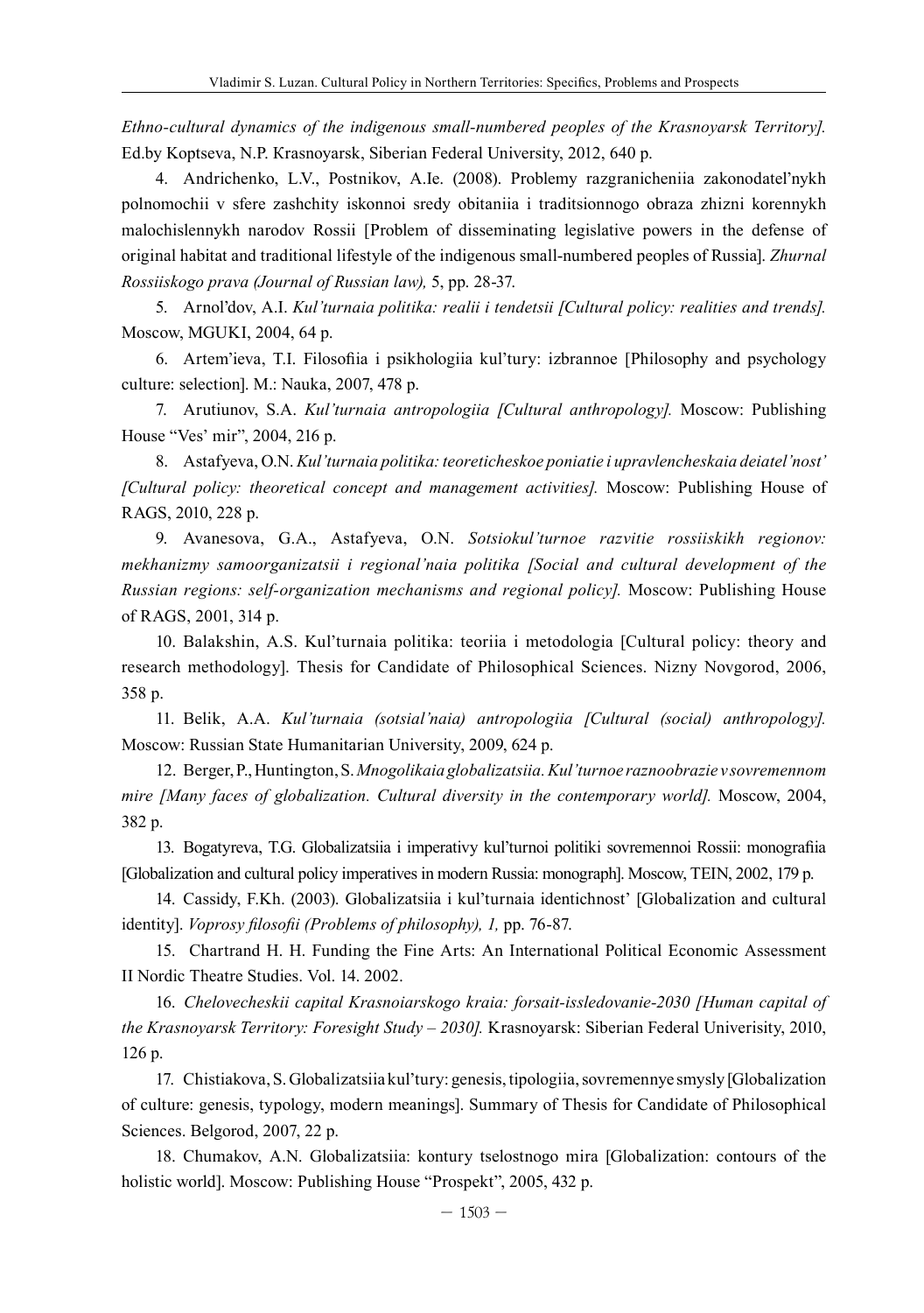*Ethno-cultural dynamics of the indigenous small-numbered peoples of the Krasnoyarsk Territory].* Ed.by Koptseva, N.P. Krasnoyarsk, Siberian Federal University, 2012, 640 p.

4. Andrichenko, L.V., Postnikov, A.Ie. (2008). Problemy razgranicheniia zakonodatel'nykh polnomochii v sfere zashchity iskonnoi sredy obitaniia i traditsionnogo obraza zhizni korennykh malochislennykh narodov Rossii [Problem of disseminating legislative powers in the defense of original habitat and traditional lifestyle of the indigenous small-numbered peoples of Russia]. *Zhurnal Rossiiskogo prava (Journal of Russian law),* 5, pp. 28-37.

5. Arnol'dov, A.I. *Kul'turnaia politika: realii i tendetsii [Cultural policy: realities and trends].* Moscow, MGUKI, 2004, 64 p.

6. Artem'ieva, T.I. Filosofiia i psikhologiia kul'tury: izbrannoe [Philosophy and psychology culture: selection]. M.: Nauka, 2007, 478 p.

7. Arutiunov, S.A. *Kul'turnaia antropologiia [Cultural anthropology].* Moscow: Publishing House "Ves' mir", 2004, 216 p.

8. Astafyeva, O.N. *Kul'turnaia politika: teoreticheskoe poniatie i upravlencheskaia deiatel'nost' [Cultural policy: theoretical concept and management activities].* Moscow: Publishing House of RAGS, 2010, 228 p.

9. Avanesova, G.A., Astafyeva, O.N. *Sotsiokul'turnoe razvitie rossiiskikh regionov: mekhanizmy samoorganizatsii i regional'naia politika [Social and cultural development of the Russian regions: self-organization mechanisms and regional policy].* Moscow: Publishing House of RAGS, 2001, 314 p.

10. Balakshin, A.S. Kul'turnaia politika: teoriia i metodologia [Cultural policy: theory and research methodology]. Thesis for Candidate of Philosophical Sciences. Nizny Novgorod, 2006, 358 p.

11. Belik, A.A. *Kul'turnaia (sotsial'naia) antropologiia [Cultural (social) anthropology].* Moscow: Russian State Humanitarian University, 2009, 624 p.

12. Berger, P., Huntington, S. *Mnogolikaia globalizatsiia. Kul'turnoe raznoobrazie v sovremennom mire [Many faces of globalization. Cultural diversity in the contemporary world].* Moscow, 2004, 382 p.

13. Bogatyreva, T.G. Globalizatsiia i imperativy kul'turnoi politiki sovremennoi Rossii: monografiia [Globalization and cultural policy imperatives in modern Russia: monograph]. Moscow, TEIN, 2002, 179 p.

14. Cassidy, F.Kh. (2003). Globalizatsiia i kul'turnaia identichnost' [Globalization and cultural identity]. *Voprosy filosofii (Problems of philosophy), 1,* pp. 76-87.

15. Chartrand H. H. Funding the Fine Arts: An International Political Economic Assessment II Nordic Theatre Studies. Vol. 14. 2002.

16. *Chelovecheskii capital Krasnoiarskogo kraia: forsait-issledovanie-2030 [Human capital of the Krasnoyarsk Territory: Foresight Study – 2030].* Krasnoyarsk: Siberian Federal Univerisity, 2010, 126 p.

17. Chistiakova, S. Globalizatsiia kul'tury: genesis, tipologiia, sovremennye smysly [Globalization of culture: genesis, typology, modern meanings]. Summary of Thesis for Candidate of Philosophical Sciences. Belgorod, 2007, 22 p.

18. Chumakov, A.N. Globalizatsiia: kontury tselostnogo mira [Globalization: contours of the holistic world]. Moscow: Publishing House "Prospekt", 2005, 432 p.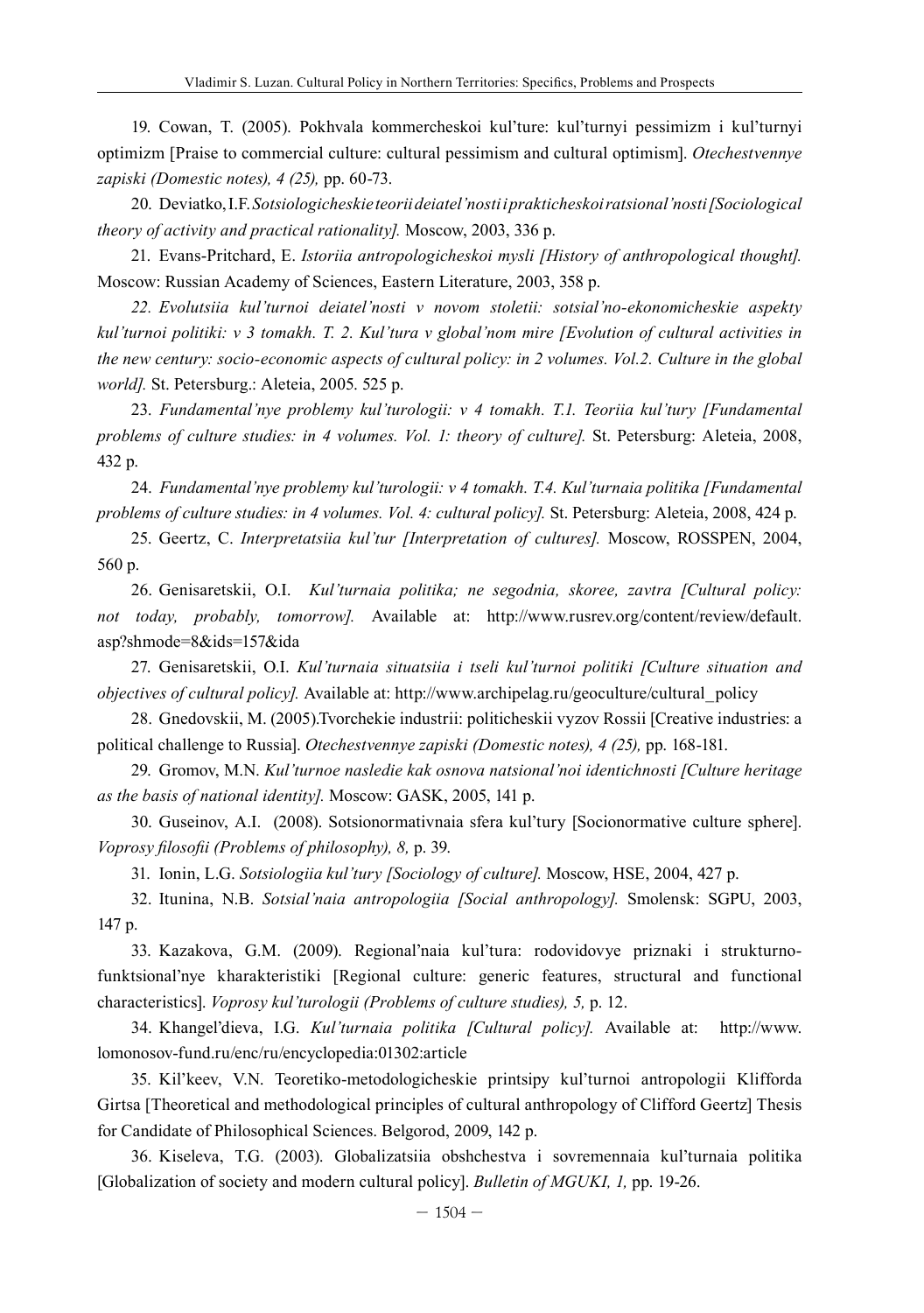19. Cowan, T. (2005). Pokhvala kommercheskoi kul'ture: kul'turnyi pessimizm i kul'turnyi optimizm [Praise to commercial culture: cultural pessimism and cultural optimism]. *Otechestvennye zapiski (Domestic notes), 4 (25),* pp. 60-73.

20. Deviatko, I.F. *Sotsiologicheskie teorii deiatel'nosti i prakticheskoi ratsional'nosti [Sociological theory of activity and practical rationality].* Moscow, 2003, 336 p.

21. Evans-Pritchard, E. *Istoriia antropologicheskoi mysli [History of anthropological thought].* Moscow: Russian Academy of Sciences, Eastern Literature, 2003, 358 p.

*22. Evolutsiia kul'turnoi deiatel'nosti v novom stoletii: sotsial'no-ekonomicheskie aspekty kul'turnoi politiki: v 3 tomakh. T. 2. Kul'tura v global'nom mire [Evolution of cultural activities in the new century: socio-economic aspects of cultural policy: in 2 volumes. Vol.2. Culture in the global world].* St. Petersburg.: Aleteia, 2005. 525 p.

23. *Fundamental'nye problemy kul'turologii: v 4 tomakh. T.1. Teoriia kul'tury [Fundamental problems of culture studies: in 4 volumes. Vol. 1: theory of culture].* St. Petersburg: Aleteia, 2008, 432 p.

24. *Fundamental'nye problemy kul'turologii: v 4 tomakh. T.4. Kul'turnaia politika [Fundamental problems of culture studies: in 4 volumes. Vol. 4: cultural policy].* St. Petersburg: Aleteia, 2008, 424 p.

25. Geertz, C. *Interpretatsiia kul'tur [Interpretation of cultures].* Moscow, ROSSPEN, 2004, 560 p.

26. Genisaretskii, O.I. *Kul'turnaia politika; ne segodnia, skoree, zavtra [Cultural policy: not today, probably, tomorrow].* Available at: http://www.rusrev.org/content/review/default.asp?shmode=8&ids=157&ida

27. Genisaretskii, O.I. *Kul'turnaia situatsiia i tseli kul'turnoi politiki [Culture situation and objectives of cultural policy].* Available at: http://www.archipelag.ru/geoculture/cultural_policy

28. Gnedovskii, M. (2005).Tvorchekie industrii: politicheskii vyzov Rossii [Creative industries: a political challenge to Russia]. *Otechestvennye zapiski (Domestic notes), 4 (25),* pp. 168-181.

29. Gromov, M.N. *Kul'turnoe nasledie kak osnova natsional'noi identichnosti [Culture heritage as the basis of national identity].* Moscow: GASK, 2005, 141 p.

30. Guseinov, A.I. (2008). Sotsionormativnaia sfera kul'tury [Socionormative culture sphere]. *Voprosy filosofii (Problems of philosophy), 8,* p. 39.

31. Ionin, L.G. *Sotsiologiia kul'tury [Sociology of culture].* Moscow, HSE, 2004, 427 p.

32. Itunina, N.B. *Sotsial'naia antropologiia [Social anthropology].* Smolensk: SGPU, 2003, 147 p.

33. Kazakova, G.M. (2009). Regional'naia kul'tura: rodovidovye priznaki i strukturno-funktsional'nye kharakteristiki [Regional culture: generic features, structural and functional characteristics]. *Voprosy kul'turologii (Problems of culture studies), 5,* p. 12.

34. Khangel'dieva, I.G. *Kul'turnaia politika [Cultural policy].* Available at: http://www.lomonosov-fund.ru/enc/ru/encyclopedia:01302:article

35. Kil'keev, V.N. Teoretiko-metodologicheskie printsipy kul'turnoi antropologii Klifforda Girtsa [Theoretical and methodological principles of cultural anthropology of Clifford Geertz] Thesis for Candidate of Philosophical Sciences. Belgorod, 2009, 142 p.

36. Kiseleva, T.G. (2003). Globalizatsiia obshchestva i sovremennaia kul'turnaia politika [Globalization of society and modern cultural policy]. *Bulletin of MGUKI, 1,* pp. 19-26.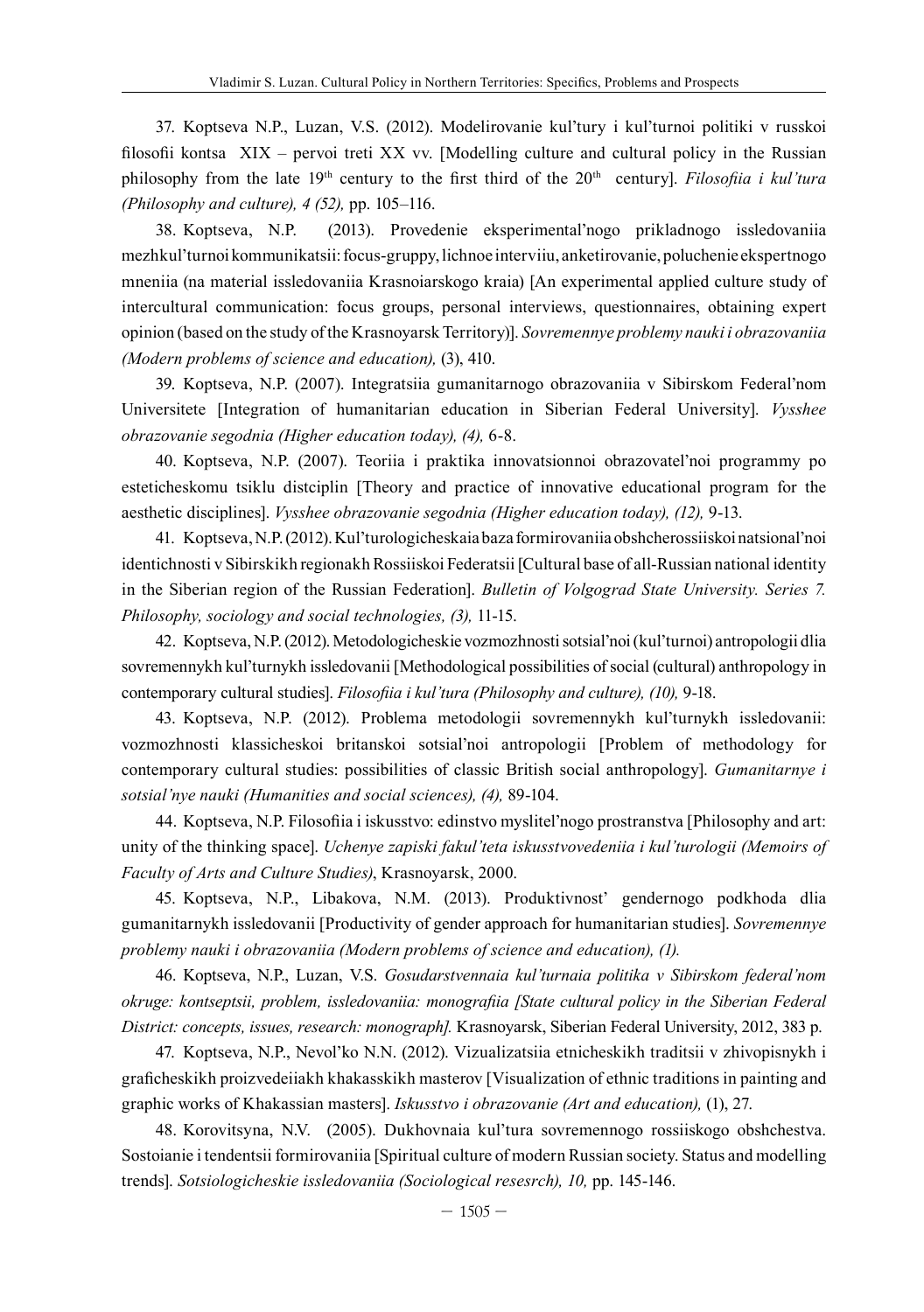37. Koptseva N.P., Luzan, V.S. (2012). Modelirovanie kul'tury i kul'turnoi politiki v russkoi filosofii kontsa XIX – pervoi treti XX vv. [Modelling culture and cultural policy in the Russian philosophy from the late 19th century to the first third of the 20th century]. *Filosofiia i kul'tura (Philosophy and culture), 4 (52),* pp. 105–116.

38. Koptseva, N.P. (2013). Provedenie eksperimental'nogo prikladnogo issledovaniia mezhkul'turnoi kommunikatsii: focus-gruppy, lichnoe interviiu, anketirovanie, poluchenie ekspertnogo mneniia (na material issledovaniia Krasnoiarskogo kraia) [An experimental applied culture study of intercultural communication: focus groups, personal interviews, questionnaires, obtaining expert opinion (based on the study of the Krasnoyarsk Territory)]. *Sovremennye problemy nauki i obrazovaniia (Modern problems of science and education),* (3), 410.

39. Koptseva, N.P. (2007). Integratsiia gumanitarnogo obrazovaniia v Sibirskom Federal'nom Universitete [Integration of humanitarian education in Siberian Federal University]. *Vysshee obrazovanie segodnia (Higher education today), (4),* 6-8.

40. Koptseva, N.P. (2007). Teoriia i praktika innovatsionnoi obrazovatel'noi programmy po esteticheskomu tsiklu distciplin [Theory and practice of innovative educational program for the aesthetic disciplines]. *Vysshee obrazovanie segodnia (Higher education today), (12),* 9-13.

41. Koptseva, N.P. (2012). Kul'turologicheskaia baza formirovaniia obshcherossiiskoi natsional'noi identichnosti v Sibirskikh regionakh Rossiiskoi Federatsii [Cultural base of all-Russian national identity in the Siberian region of the Russian Federation]. *Bulletin of Volgograd State University. Series 7. Philosophy, sociology and social technologies, (3),* 11-15.

42. Koptseva, N.P. (2012). Metodologicheskie vozmozhnosti sotsial'noi (kul'turnoi) antropologii dlia sovremennykh kul'turnykh issledovanii [Methodological possibilities of social (cultural) anthropology in contemporary cultural studies]. *Filosofiia i kul'tura (Philosophy and culture), (10),* 9-18.

43. Koptseva, N.P. (2012). Problema metodologii sovremennykh kul'turnykh issledovanii: vozmozhnosti klassicheskoi britanskoi sotsial'noi antropologii [Problem of methodology for contemporary cultural studies: possibilities of classic British social anthropology]. *Gumanitarnye i sotsial'nye nauki (Humanities and social sciences), (4),* 89-104.

44. Koptseva, N.P. Filosofiia i iskusstvo: edinstvo myslitel'nogo prostranstva [Philosophy and art: unity of the thinking space]. *Uchenye zapiski fakul'teta iskusstvovedeniia i kul'turologii (Memoirs of Faculty of Arts and Culture Studies)*, Krasnoyarsk, 2000.

45. Koptseva, N.P., Libakova, N.M. (2013). Produktivnost' gendernogo podkhoda dlia gumanitarnykh issledovanii [Productivity of gender approach for humanitarian studies]. *Sovremennye problemy nauki i obrazovaniia (Modern problems of science and education), (1).*

46. Koptseva, N.P., Luzan, V.S. *Gosudarstvennaia kul'turnaia politika v Sibirskom federal'nom okruge: kontseptsii, problem, issledovaniia: monografiia [State cultural policy in the Siberian Federal District: concepts, issues, research: monograph].* Krasnoyarsk, Siberian Federal University, 2012, 383 p.

47. Koptseva, N.P., Nevol'ko N.N. (2012). Vizualizatsiia etnicheskikh traditsii v zhivopisnykh i graficheskikh proizvedeiiakh khakasskikh masterov [Visualization of ethnic traditions in painting and graphic works of Khakassian masters]. *Iskusstvo i obrazovanie (Art and education),* (1), 27.

48. Korovitsyna, N.V. (2005). Dukhovnaia kul'tura sovremennogo rossiiskogo obshchestva. Sostoianie i tendentsii formirovaniia [Spiritual culture of modern Russian society. Status and modelling trends]. *Sotsiologicheskie issledovaniia (Sociological resesrch), 10,* pp. 145-146.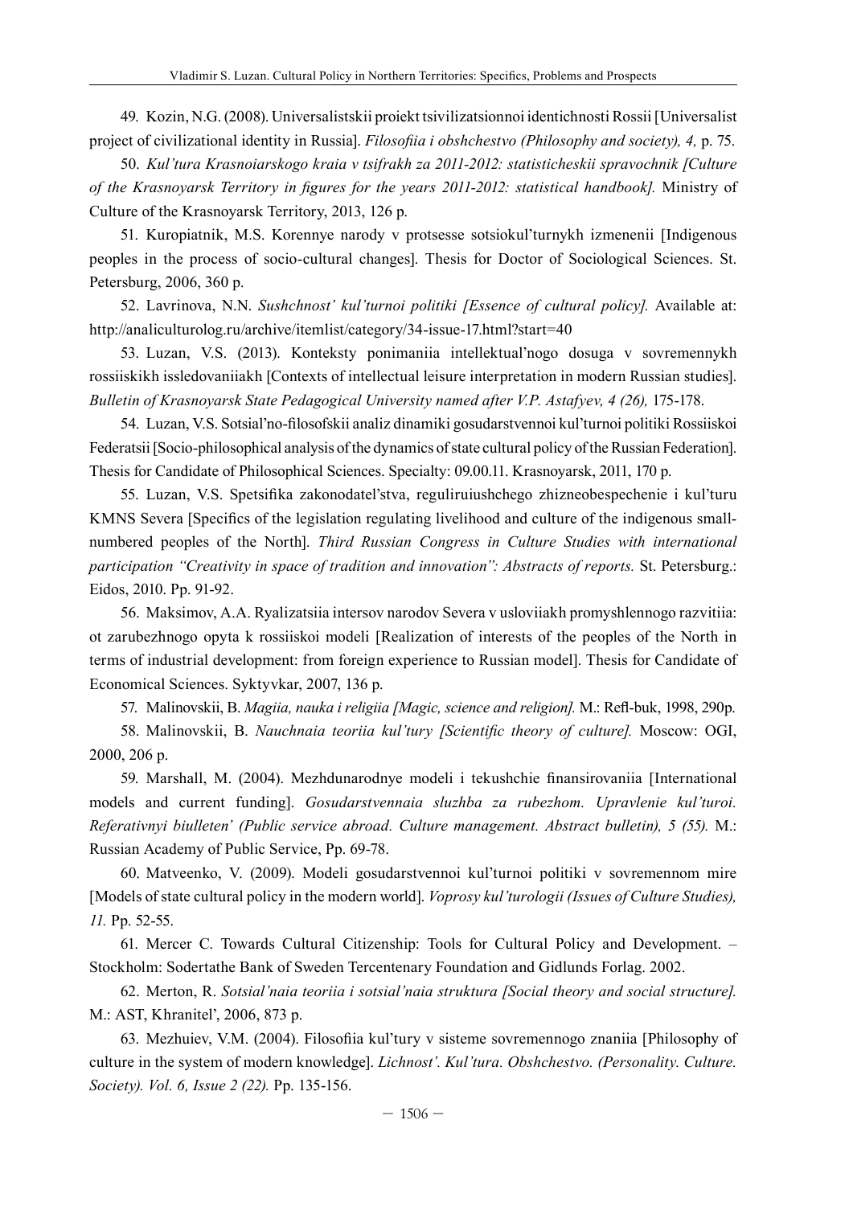49. Kozin, N.G. (2008). Universalistskii proiekt tsivilizatsionnoi identichnosti Rossii [Universalist project of civilizational identity in Russia]. *Filosofiia i obshchestvo (Philosophy and society), 4,* p. 75.

50. *Kul'tura Krasnoiarskogo kraia v tsifrakh za 2011-2012: statisticheskii spravochnik [Culture of the Krasnoyarsk Territory in figures for the years 2011-2012: statistical handbook].* Ministry of Culture of the Krasnoyarsk Territory, 2013, 126 p.

51. Kuropiatnik, M.S. Korennye narody v protsesse sotsiokul'turnykh izmenenii [Indigenous peoples in the process of socio-cultural changes]. Thesis for Doctor of Sociological Sciences. St. Petersburg, 2006, 360 p.

52. Lavrinova, N.N. *Sushchnost' kul'turnoi politiki [Essence of cultural policy].* Available at: http://analiculturolog.ru/archive/itemlist/category/34-issue-17.html?start=40

53. Luzan, V.S. (2013). Konteksty ponimaniia intellektual'nogo dosuga v sovremennykh rossiiskikh issledovaniiakh [Contexts of intellectual leisure interpretation in modern Russian studies]. *Bulletin of Krasnoyarsk State Pedagogical University named after V.P. Astafyev, 4 (26),* 175-178.

54. Luzan, V.S. Sotsial'no-filosofskii analiz dinamiki gosudarstvennoi kul'turnoi politiki Rossiiskoi Federatsii [Socio-philosophical analysis of the dynamics of state cultural policy of the Russian Federation]. Thesis for Candidate of Philosophical Sciences. Specialty: 09.00.11. Krasnoyarsk, 2011, 170 p.

55. Luzan, V.S. Spetsifika zakonodatel'stva, reguliruiushchego zhizneobespechenie i kul'turu KMNS Severa [Specifics of the legislation regulating livelihood and culture of the indigenous small-numbered peoples of the North]. *Third Russian Congress in Culture Studies with international participation "Creativity in space of tradition and innovation": Abstracts of reports.* St. Petersburg.: Eidos, 2010. Pp. 91-92.

56. Maksimov, A.A. Ryalizatsiia intersov narodov Severa v usloviiakh promyshlennogo razvitiia: ot zarubezhnogo opyta k rossiiskoi modeli [Realization of interests of the peoples of the North in terms of industrial development: from foreign experience to Russian model]. Thesis for Candidate of Economical Sciences. Syktyvkar, 2007, 136 p.

57. Malinovskii, B. *Magiia, nauka i religiia [Magic, science and religion].* M.: Refl-buk, 1998, 290p.

58. Malinovskii, B. *Nauchnaia teoriia kul'tury [Scientific theory of culture].* Moscow: OGI, 2000, 206 p.

59. Marshall, M. (2004). Mezhdunarodnye modeli i tekushchie finansirovaniia [International models and current funding]. *Gosudarstvennaia sluzhba za rubezhom. Upravlenie kul'turoi. Referativnyi biulleten' (Public service abroad. Culture management. Abstract bulletin), 5 (55).* M.: Russian Academy of Public Service, Pp. 69-78.

60. Matveenko, V. (2009). Modeli gosudarstvennoi kul'turnoi politiki v sovremennom mire [Models of state cultural policy in the modern world]. *Voprosy kul'turologii (Issues of Culture Studies), 11.* Pp. 52-55.

61. Mercer C. Towards Cultural Citizenship: Tools for Cultural Policy and Development. – Stockholm: Sodertathe Bank of Sweden Tercentenary Foundation and Gidlunds Forlag. 2002.

62. Merton, R. *Sotsial'naia teoriia i sotsial'naia struktura [Social theory and social structure].* M.: AST, Khranitel', 2006, 873 p.

63. Mezhuiev, V.M. (2004). Filosofiia kul'tury v sisteme sovremennogo znaniia [Philosophy of culture in the system of modern knowledge]. *Lichnost'. Kul'tura. Obshchestvo. (Personality. Culture. Society). Vol. 6, Issue 2 (22).* Pp. 135-156.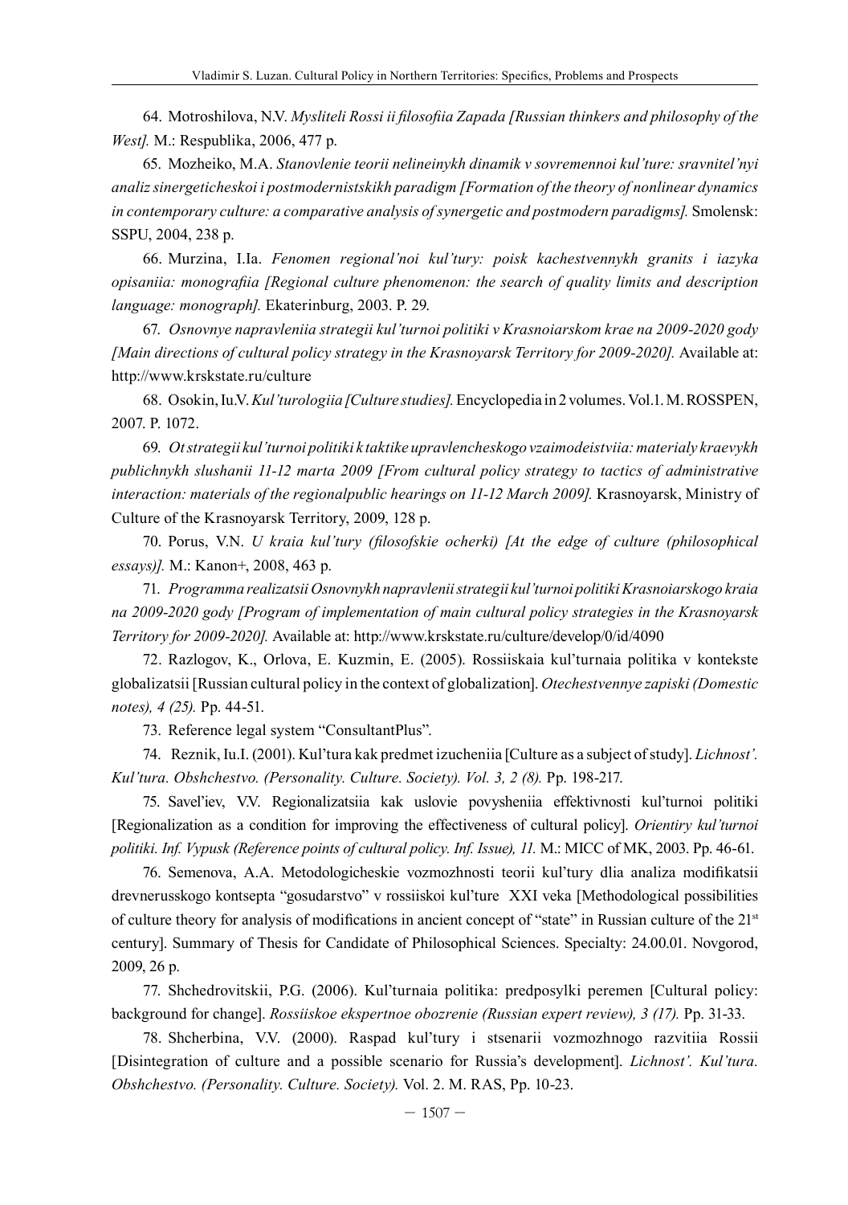64. Motroshilova, N.V. *Mysliteli Rossi ii filosofiia Zapada [Russian thinkers and philosophy of the West].* M.: Respublika, 2006, 477 p.

65. Mozheiko, M.A. *Stanovlenie teorii nelineinykh dinamik v sovremennoi kul'ture: sravnitel'nyi analiz sinergeticheskoi i postmodernistskikh paradigm [Formation of the theory of nonlinear dynamics in contemporary culture: a comparative analysis of synergetic and postmodern paradigms].* Smolensk: SSPU, 2004, 238 p.

66. Murzina, I.Ia. *Fenomen regional'noi kul'tury: poisk kachestvennykh granits i iazyka opisaniia: monografiia [Regional culture phenomenon: the search of quality limits and description language: monograph].* Ekaterinburg, 2003. P. 29.

67. *Osnovnye napravleniia strategii kul'turnoi politiki v Krasnoiarskom krae na 2009-2020 gody [Main directions of cultural policy strategy in the Krasnoyarsk Territory for 2009-2020].* Available at: http://www.krskstate.ru/culture

68. Osokin, Iu.V. *Kul'turologiia [Culture studies].* Encyclopedia in 2 volumes. Vol.1. M. ROSSPEN, 2007. P. 1072.

69. *Ot strategii kul'turnoi politiki k taktike upravlencheskogo vzaimodeistviia: materialy kraevykh publichnykh slushanii 11-12 marta 2009 [From cultural policy strategy to tactics of administrative interaction: materials of the regionalpublic hearings on 11-12 March 2009].* Krasnoyarsk, Ministry of Culture of the Krasnoyarsk Territory, 2009, 128 p.

70. Porus, V.N. *U kraia kul'tury (filosofskie ocherki) [At the edge of culture (philosophical essays)].* M.: Kanon+, 2008, 463 p.

71. *Programma realizatsii Osnovnykh napravlenii strategii kul'turnoi politiki Krasnoiarskogo kraia na 2009-2020 gody [Program of implementation of main cultural policy strategies in the Krasnoyarsk Territory for 2009-2020].* Available at: http://www.krskstate.ru/culture/develop/0/id/4090

72. Razlogov, K., Orlova, E. Kuzmin, E. (2005). Rossiiskaia kul'turnaia politika v kontekste globalizatsii [Russian cultural policy in the context of globalization]. *Otechestvennye zapiski (Domestic notes), 4 (25).* Pp. 44-51.

73. Reference legal system "ConsultantPlus".

74. Reznik, Iu.I. (2001). Kul'tura kak predmet izucheniia [Culture as a subject of study]. *Lichnost'. Kul'tura. Obshchestvo. (Personality. Culture. Society). Vol. 3, 2 (8).* Pp. 198-217.

75. Savel'iev, V.V. Regionalizatsiia kak uslovie povysheniia effektivnosti kul'turnoi politiki [Regionalization as a condition for improving the effectiveness of cultural policy]. *Orientiry kul'turnoi politiki. Inf. Vypusk (Reference points of cultural policy. Inf. Issue), 11.* M.: MICC of MK, 2003. Pp. 46-61.

76. Semenova, A.A. Metodologicheskie vozmozhnosti teorii kul'tury dlia analiza modifikatsii drevnerusskogo kontsepta "gosudarstvo" v rossiiskoi kul'ture XXI veka [Methodological possibilities of culture theory for analysis of modifications in ancient concept of "state" in Russian culture of the 21st century]. Summary of Thesis for Candidate of Philosophical Sciences. Specialty: 24.00.01. Novgorod, 2009, 26 p.

77. Shchedrovitskii, P.G. (2006). Kul'turnaia politika: predposylki peremen [Cultural policy: background for change]. *Rossiiskoe ekspertnoe obozrenie (Russian expert review), 3 (17).* Pp. 31-33.

78. Shcherbina, V.V. (2000). Raspad kul'tury i stsenarii vozmozhnogo razvitiia Rossii [Disintegration of culture and a possible scenario for Russia's development]. *Lichnost'. Kul'tura. Obshchestvo. (Personality. Culture. Society).* Vol. 2. M. RAS, Pp. 10-23.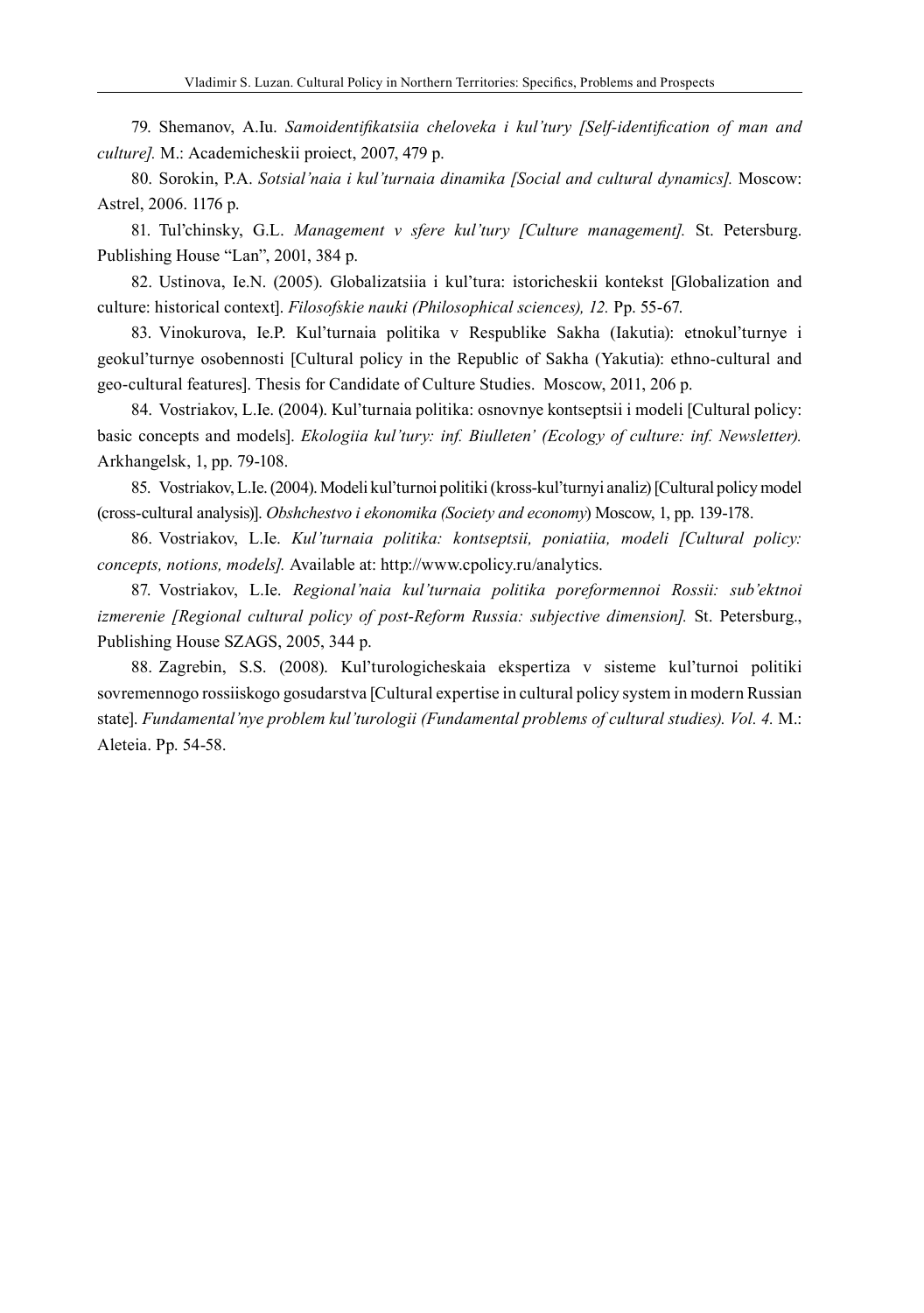79. Shemanov, A.Iu. *Samoidentifikatsiia cheloveka i kul'tury [Self-identification of man and culture].* M.: Academicheskii proiect, 2007, 479 p.

80. Sorokin, P.A. *Sotsial'naia i kul'turnaia dinamika [Social and cultural dynamics].* Moscow: Astrel, 2006. 1176 p.

81. Tul'chinsky, G.L. *Management v sfere kul'tury [Culture management].* St. Petersburg. Publishing House "Lan", 2001, 384 p.

82. Ustinova, Ie.N. (2005). Globalizatsiia i kul'tura: istoricheskii kontekst [Globalization and culture: historical context]. *Filosofskie nauki (Philosophical sciences), 12.* Pp. 55-67.

83. Vinokurova, Ie.P. Kul'turnaia politika v Respublike Sakha (Iakutia): etnokul'turnye i geokul'turnye osobennosti [Cultural policy in the Republic of Sakha (Yakutia): ethno-cultural and geo-cultural features]. Thesis for Candidate of Culture Studies. Moscow, 2011, 206 p.

84. Vostriakov, L.Ie. (2004). Kul'turnaia politika: osnovnye kontseptsii i modeli [Cultural policy: basic concepts and models]. *Ekologiia kul'tury: inf. Biulleten' (Ecology of culture: inf. Newsletter).* Arkhangelsk, 1, pp. 79-108.

85. Vostriakov, L.Ie. (2004). Modeli kul'turnoi politiki (kross-kul'turnyi analiz) [Cultural policy model (cross-cultural analysis)]. *Obshchestvo i ekonomika (Society and economy)* Moscow, 1, pp. 139-178.

86. Vostriakov, L.Ie. *Kul'turnaia politika: kontseptsii, poniatiia, modeli [Cultural policy: concepts, notions, models].* Available at: http://www.cpolicy.ru/analytics.

87. Vostriakov, L.Ie. *Regional'naia kul'turnaia politika poreformennoi Rossii: sub'ektnoi izmerenie [Regional cultural policy of post-Reform Russia: subjective dimension].* St. Petersburg., Publishing House SZAGS, 2005, 344 p.

88. Zagrebin, S.S. (2008). Kul'turologicheskaia ekspertiza v sisteme kul'turnoi politiki sovremennogo rossiiskogo gosudarstva [Cultural expertise in cultural policy system in modern Russian state]. *Fundamental'nye problem kul'turologii (Fundamental problems of cultural studies). Vol. 4.* M.: Aleteia. Pp. 54-58.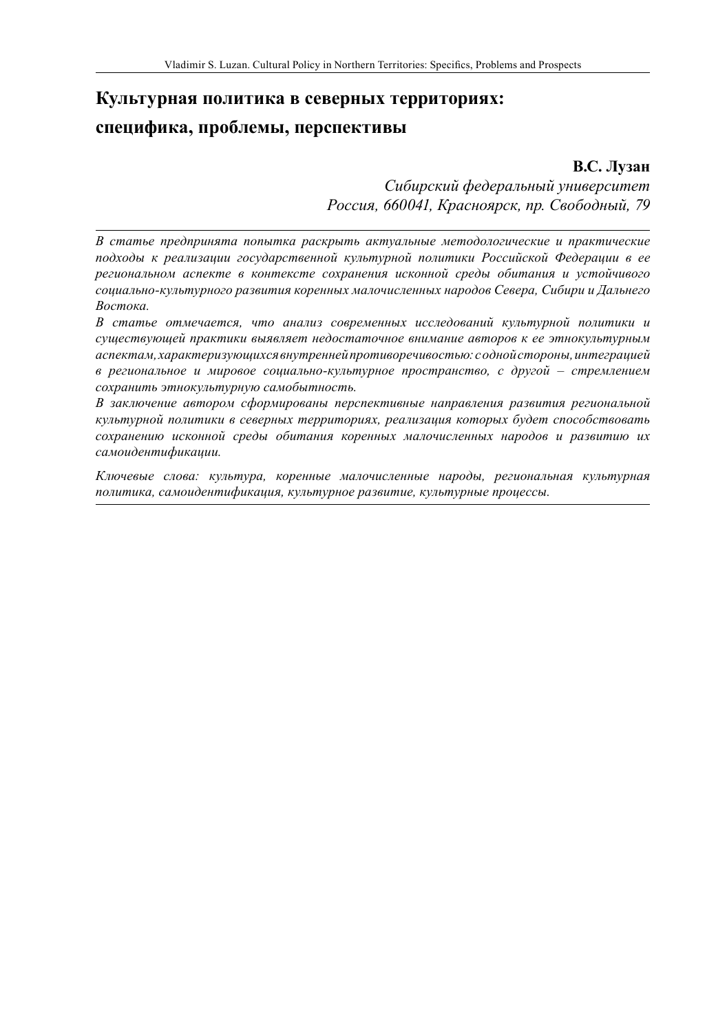# Культурная политика в северных территориях: специфика, проблемы, перспективы

**В.С. Лузан**

*Сибирский федеральный университет*
*Россия, 660041, Красноярск, пр. Свободный, 79*

*В статье предпринята попытка раскрыть актуальные методологические и практические подходы к реализации государственной культурной политики Российской Федерации в ее региональном аспекте в контексте сохранения исконной среды обитания и устойчивого социально-культурного развития коренных малочисленных народов Севера, Сибири и Дальнего Востока.*

*В статье отмечается, что анализ современных исследований культурной политики и существующей практики выявляет недостаточное внимание авторов к ее этнокультурным аспектам, характеризующихся внутренней противоречивостью: с одной стороны, интеграцией в региональное и мировое социально-культурное пространство, с другой – стремлением сохранить этнокультурную самобытность.*

*В заключение автором сформированы перспективные направления развития региональной культурной политики в северных территориях, реализация которых будет способствовать сохранению исконной среды обитания коренных малочисленных народов и развитию их самоидентификации.*

*Ключевые слова: культура, коренные малочисленные народы, региональная культурная политика, самоидентификация, культурное развитие, культурные процессы.*